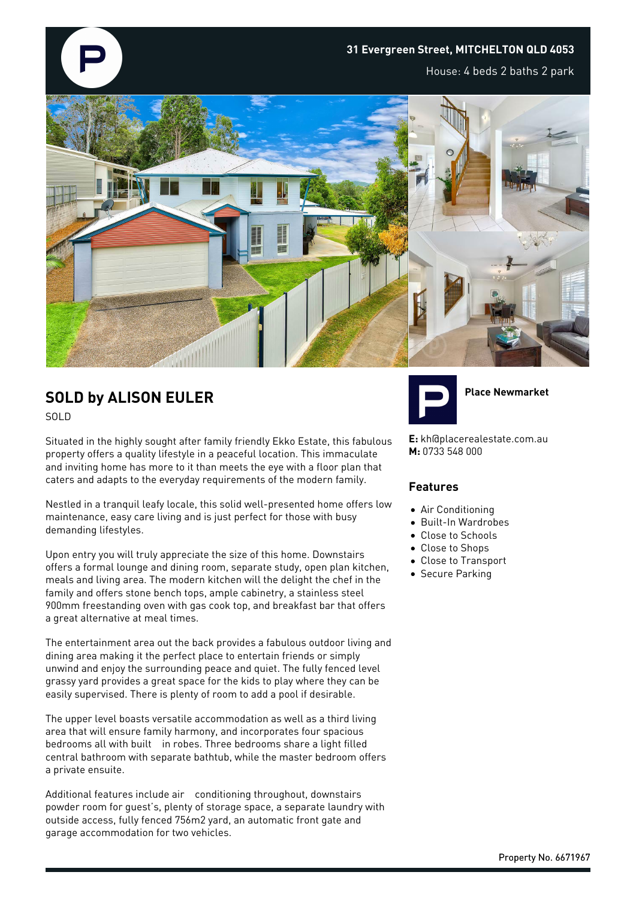**31 Evergreen Street, MITCHELTON QLD 4053**

House: 4 beds 2 baths 2 park

## SOLD by ALISON EULER

SOLD

Situated in the highly sought after family friendly Ekko Estate, this fabulous property offers a quality lifestyle in a peaceful location. This immaculate and inviting home has more to it than meets the eye with a floor plan that caters and adapts to the everyday requirements of the modern family.

Nestled in a tranquil leafy locale, this solid well-presented home offers low maintenance, easy care living and is just perfect for those with busy demanding lifestyles.

Upon entry you will truly appreciate the size of this home. Downstairs offers a formal lounge and dining room, separate study, open plan kitchen, meals and living area. The modern kitchen will the delight the chef in the family and offers stone bench tops, ample cabinetry, a stainless steel 900mm freestanding oven with gas cook top, and breakfast bar that offers a great alternative at meal times.

The entertainment area out the back provides a fabulous outdoor living and dining area making it the perfect place to entertain friends or simply unwind and enjoy the surrounding peace and quiet. The fully fenced level grassy yard provides a great space for the kids to play where they can be easily supervised. There is plenty of room to add a pool if desirable.

The upper level boasts versatile accommodation as well as a third living area that will ensure family harmony, and incorporates four spacious bedrooms all with built in robes. Three bedrooms share a light filled central bathroom with separate bathtub, while the master bedroom offers a private ensuite.

Additional features include air conditioning throughout, downstairs powder room for guest's, plenty of storage space, a separate laundry with outside access, fully fenced 756m2 yard, an automatic front gate and garage accommodation for two vehicles.

**Place Newmarket**

**E:** kh@placerealestate.com.au
**M:** 0733 548 000

### Features

- Air Conditioning
- Built-In Wardrobes
- Close to Schools
- Close to Shops
- Close to Transport
- Secure Parking

Property No. 6671967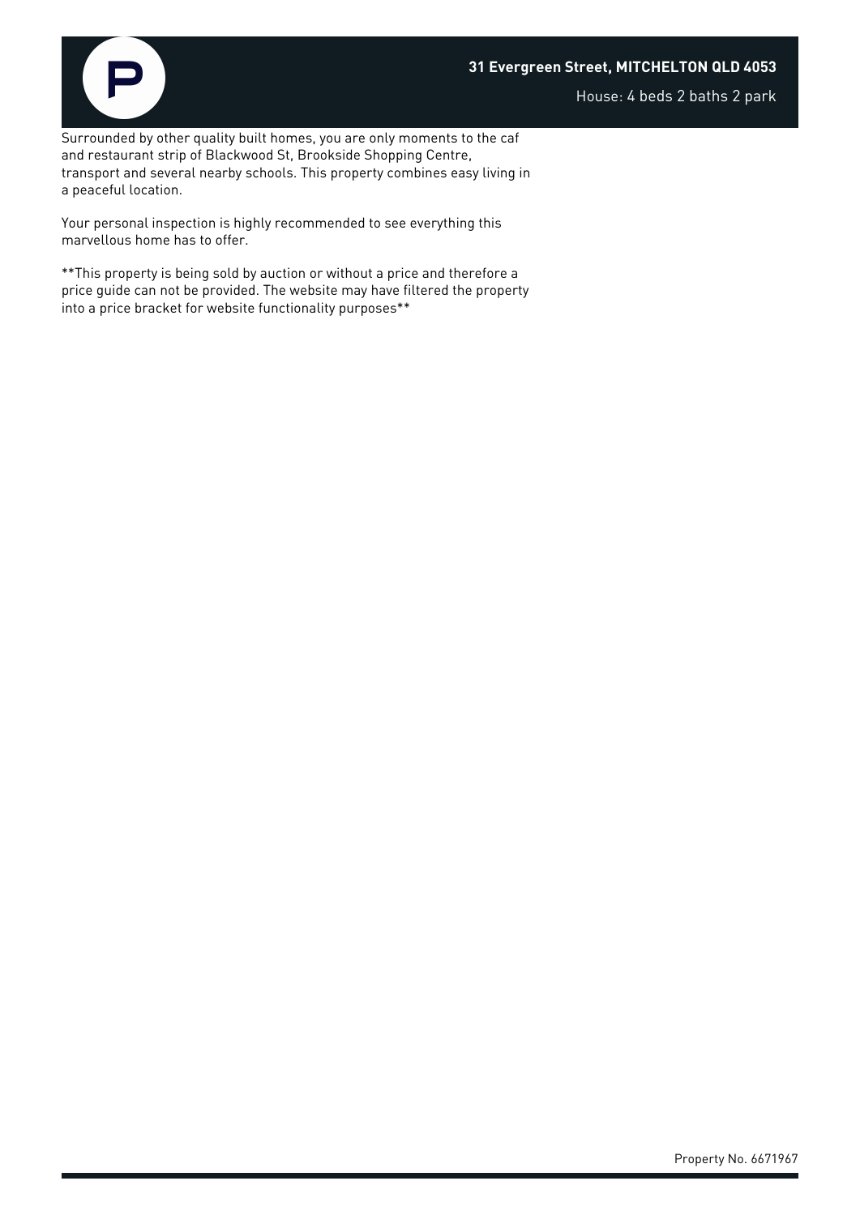Surrounded by other quality built homes, you are only moments to the caf and restaurant strip of Blackwood St, Brookside Shopping Centre, transport and several nearby schools. This property combines easy living in a peaceful location.

Your personal inspection is highly recommended to see everything this marvellous home has to offer.

**This property is being sold by auction or without a price and therefore a price guide can not be provided. The website may have filtered the property into a price bracket for website functionality purposes**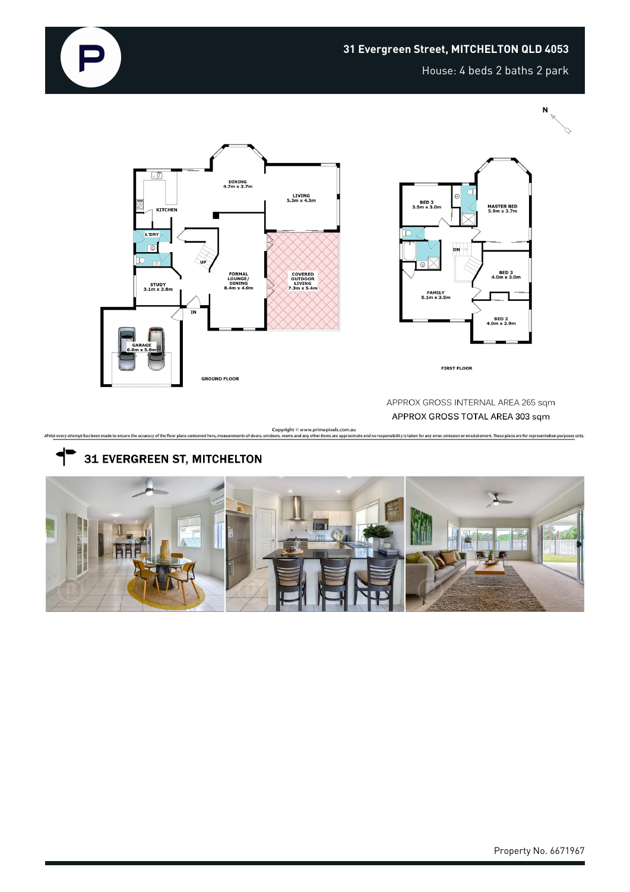# 31 Evergreen Street, MITCHELTON QLD 4053

House: 4 beds 2 baths 2 park

N

DINING
4.7m x 3.7m

LIVING
5.3m x 4.5m

KITCHEN

L'DRY

UP

FORMAL LOUNGE/ DINING
8.4m x 4.0m

COVERED OUTDOOR LIVING
7.3m x 5.4m

STUDY
3.1m x 2.8m

IN

GARAGE
6.0m x 5.8m

GROUND FLOOR

BED 3
3.5m x 3.0m

MASTER BED
5.9m x 3.7m

DN

BED 3
4.0m x 3.0m

FAMILY
5.1m x 3.5m

BED 2
4.0m x 2.9m

FIRST FLOOR

APPROX GROSS INTERNAL AREA 265 sqm

APPROX GROSS TOTAL AREA 303 sqm

Copyright © www.primepixels.com.au

Whilst every attempt has been made to ensure the accuracy of the floor plans contained here, measurements of doors, windows, rooms and any other items are approximate and no responsibility is taken for any error, omission or misstatement. These plans are for representation purposes only.

## 31 EVERGREEN ST, MITCHELTON

Property No. 6671967